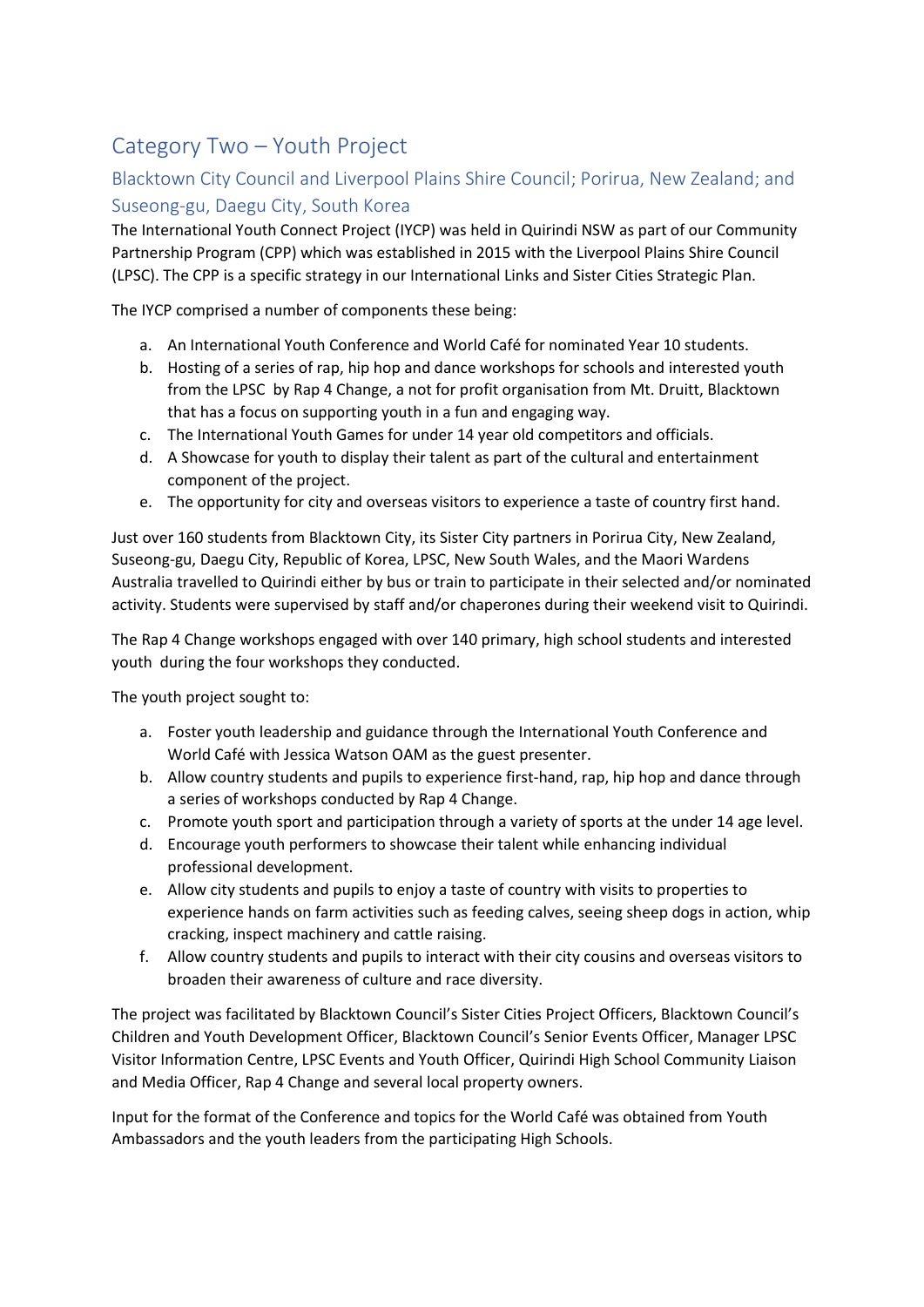# Category Two – Youth Project

## Blacktown City Council and Liverpool Plains Shire Council; Porirua, New Zealand; and Suseong-gu, Daegu City, South Korea

The International Youth Connect Project (IYCP) was held in Quirindi NSW as part of our Community Partnership Program (CPP) which was established in 2015 with the Liverpool Plains Shire Council (LPSC). The CPP is a specific strategy in our International Links and Sister Cities Strategic Plan.

The IYCP comprised a number of components these being:

a. An International Youth Conference and World Café for nominated Year 10 students.
b. Hosting of a series of rap, hip hop and dance workshops for schools and interested youth from the LPSC by Rap 4 Change, a not for profit organisation from Mt. Druitt, Blacktown that has a focus on supporting youth in a fun and engaging way.
c. The International Youth Games for under 14 year old competitors and officials.
d. A Showcase for youth to display their talent as part of the cultural and entertainment component of the project.
e. The opportunity for city and overseas visitors to experience a taste of country first hand.

Just over 160 students from Blacktown City, its Sister City partners in Porirua City, New Zealand, Suseong-gu, Daegu City, Republic of Korea, LPSC, New South Wales, and the Maori Wardens Australia travelled to Quirindi either by bus or train to participate in their selected and/or nominated activity. Students were supervised by staff and/or chaperones during their weekend visit to Quirindi.

The Rap 4 Change workshops engaged with over 140 primary, high school students and interested youth during the four workshops they conducted.

The youth project sought to:

a. Foster youth leadership and guidance through the International Youth Conference and World Café with Jessica Watson OAM as the guest presenter.
b. Allow country students and pupils to experience first-hand, rap, hip hop and dance through a series of workshops conducted by Rap 4 Change.
c. Promote youth sport and participation through a variety of sports at the under 14 age level.
d. Encourage youth performers to showcase their talent while enhancing individual professional development.
e. Allow city students and pupils to enjoy a taste of country with visits to properties to experience hands on farm activities such as feeding calves, seeing sheep dogs in action, whip cracking, inspect machinery and cattle raising.
f. Allow country students and pupils to interact with their city cousins and overseas visitors to broaden their awareness of culture and race diversity.

The project was facilitated by Blacktown Council's Sister Cities Project Officers, Blacktown Council's Children and Youth Development Officer, Blacktown Council's Senior Events Officer, Manager LPSC Visitor Information Centre, LPSC Events and Youth Officer, Quirindi High School Community Liaison and Media Officer, Rap 4 Change and several local property owners.

Input for the format of the Conference and topics for the World Café was obtained from Youth Ambassadors and the youth leaders from the participating High Schools.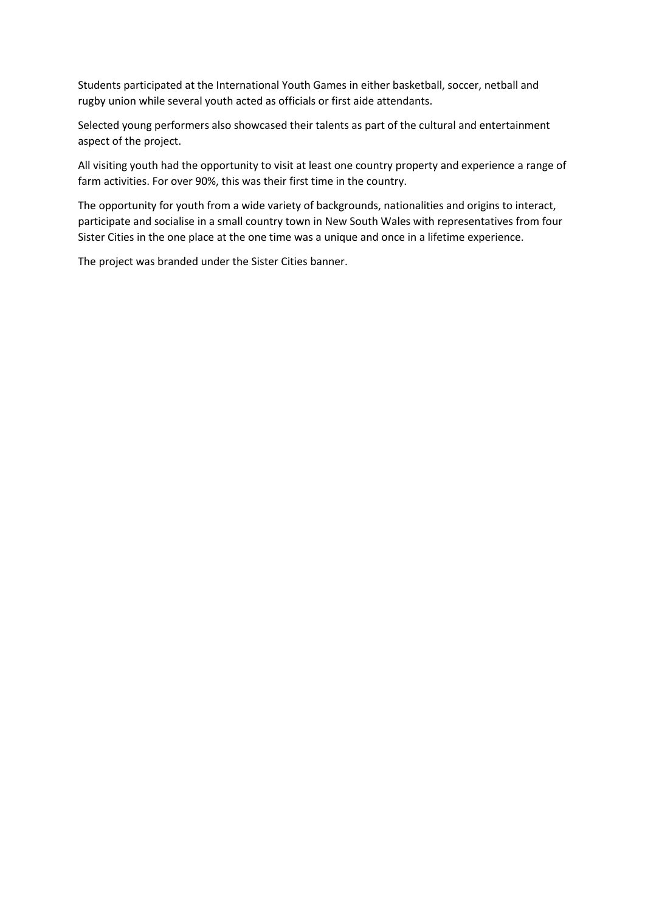Students participated at the International Youth Games in either basketball, soccer, netball and rugby union while several youth acted as officials or first aide attendants.

Selected young performers also showcased their talents as part of the cultural and entertainment aspect of the project.

All visiting youth had the opportunity to visit at least one country property and experience a range of farm activities. For over 90%, this was their first time in the country.

The opportunity for youth from a wide variety of backgrounds, nationalities and origins to interact, participate and socialise in a small country town in New South Wales with representatives from four Sister Cities in the one place at the one time was a unique and once in a lifetime experience.

The project was branded under the Sister Cities banner.